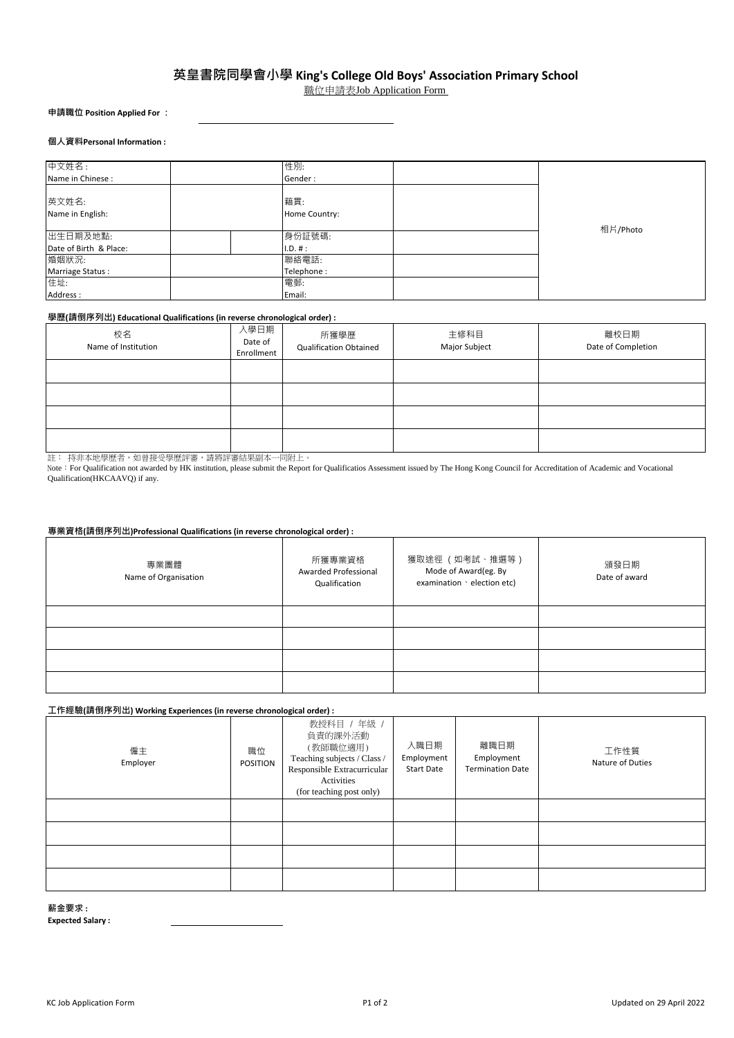# 英皇書院同學會小學 King's College Old Boys' Association Primary School

職位申請表Job Application Form

**申請職位 Position Applied For** ： ______________________

**個人資料Personal Information :**

| 中文姓名 : Name in Chinese : | | 性別: Gender : | | 相片/Photo |
|---|---|---|---|---|
| 英文姓名: Name in English: | | 籍貫: Home Country: | | |
| 出生日期及地點: Date of Birth & Place: | | 身份証號碼: I.D. # : | | |
| 婚姻狀況: Marriage Status : | | 聯絡電話: Telephone : | | |
| 住址: Address : | | 電郵: Email: | | |

**學歷(請倒序列出) Educational Qualifications (in reverse chronological order) :**

| 校名 Name of Institution | 入學日期 Date of Enrollment | 所獲學歷 Qualification Obtained | 主修科目 Major Subject | 離校日期 Date of Completion |
|---|---|---|---|---|
| | | | | |
| | | | | |
| | | | | |
| | | | | |

註： 持非本地學歷者，如曾接受學歷評審，請將評審結果副本一同附上。
Note：For Qualification not awarded by HK institution, please submit the Report for Qualificatios Assessment issued by The Hong Kong Council for Accreditation of Academic and Vocational Qualification(HKCAAVQ) if any.

**專業資格(請倒序列出)Professional Qualifications (in reverse chronological order) :**

| 專業團體 Name of Organisation | 所獲專業資格 Awarded Professional Qualification | 獲取途徑 （如考試、推選等） Mode of Award(eg. By examination、election etc) | 頒發日期 Date of award |
|---|---|---|---|
| | | | |
| | | | |
| | | | |
| | | | |

**工作經驗(請倒序列出) Working Experiences (in reverse chronological order) :**

| 僱主 Employer | 職位 POSITION | 教授科目 / 年級 / 負責的課外活動 (教師職位適用) Teaching subjects / Class / Responsible Extracurricular Activities (for teaching post only) | 入職日期 Employment Start Date | 離職日期 Employment Termination Date | 工作性質 Nature of Duties |
|---|---|---|---|---|---|
| | | | | | |
| | | | | | |
| | | | | | |
| | | | | | |

**薪金要求 :**
**Expected Salary :** ______________________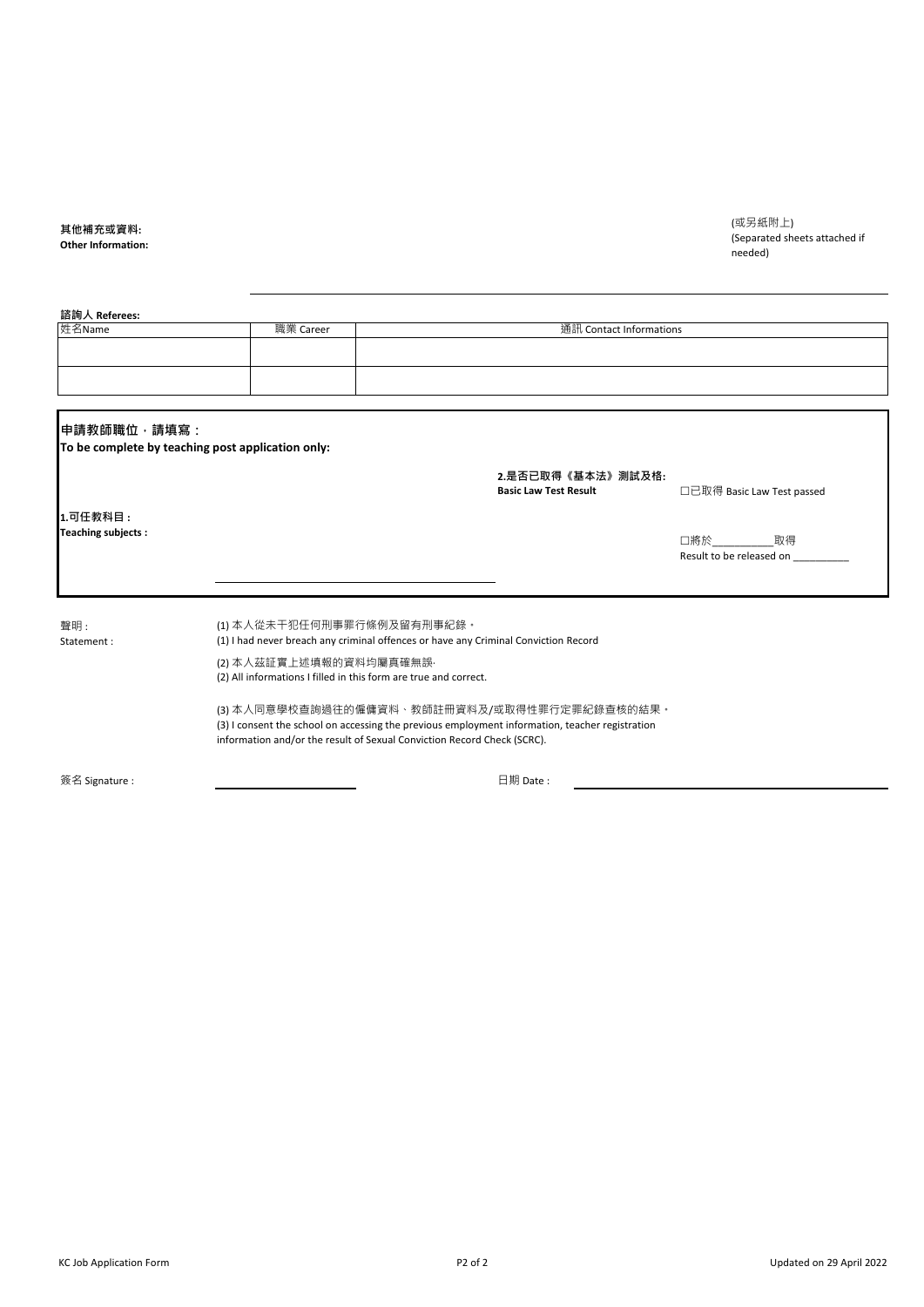**其他補充或資料:**
**Other Information:**

(或另紙附上)
(Separated sheets attached if needed)

**諮詢人 Referees:**

| 姓名Name | 職業 Career | 通訊 Contact Informations |
|---|---|---|
| | | |
| | | |

**申請教師職位，請填寫：**
**To be complete by teaching post application only:**

**1.可任教科目：**
**Teaching subjects :**

**2.是否已取得《基本法》測試及格:**
**Basic Law Test Result**

□已取得 Basic Law Test passed

□將於__________取得
Result to be released on __________

聲明 :
Statement :

(1) 本人從未干犯任何刑事罪行條例及留有刑事紀錄。
(1) I had never breach any criminal offences or have any Criminal Conviction Record

(2) 本人茲証實上述填報的資料均屬真確無誤.
(2) All informations I filled in this form are true and correct.

(3) 本人同意學校查詢過往的僱傭資料、教師註冊資料及/或取得性罪行定罪紀錄查核的結果。
(3) I consent the school on accessing the previous employment information, teacher registration information and/or the result of Sexual Conviction Record Check (SCRC).

簽名 Signature : ____________________

日期 Date : ____________________

KC Job Application Form

Updated on 29 April 2022